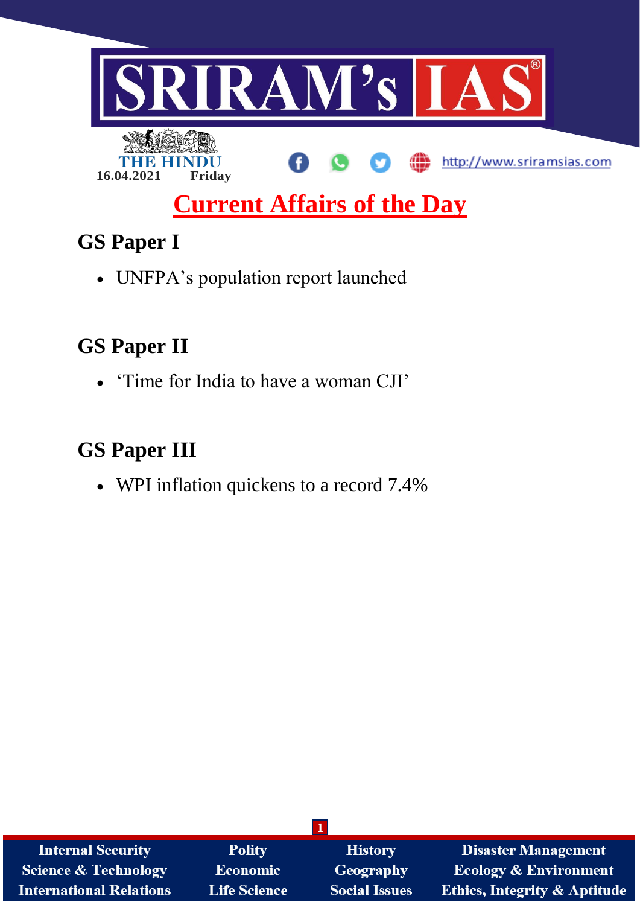THE HINDU
16.04.2021 Friday

# Current Affairs of the Day

## GS Paper I

- UNFPA's population report launched

## GS Paper II

- 'Time for India to have a woman CJI'

## GS Paper III

- WPI inflation quickens to a record 7.4%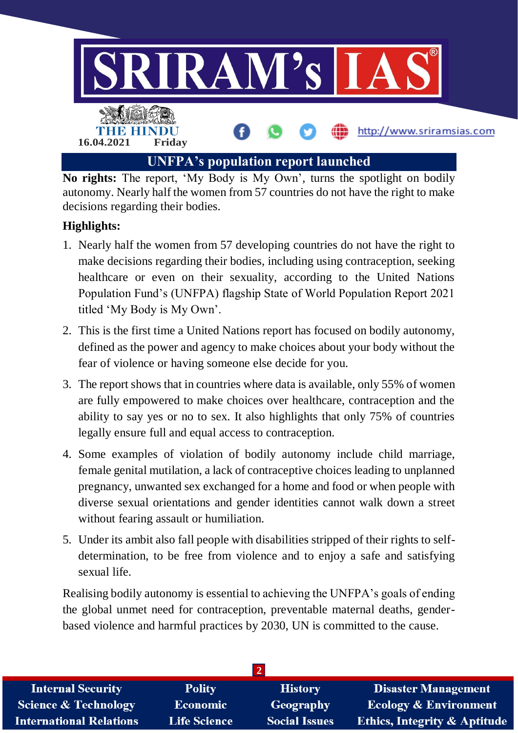## UNFPA's population report launched

**No rights:** The report, 'My Body is My Own', turns the spotlight on bodily autonomy. Nearly half the women from 57 countries do not have the right to make decisions regarding their bodies.

**Highlights:**

1. Nearly half the women from 57 developing countries do not have the right to make decisions regarding their bodies, including using contraception, seeking healthcare or even on their sexuality, according to the United Nations Population Fund's (UNFPA) flagship State of World Population Report 2021 titled 'My Body is My Own'.
2. This is the first time a United Nations report has focused on bodily autonomy, defined as the power and agency to make choices about your body without the fear of violence or having someone else decide for you.
3. The report shows that in countries where data is available, only 55% of women are fully empowered to make choices over healthcare, contraception and the ability to say yes or no to sex. It also highlights that only 75% of countries legally ensure full and equal access to contraception.
4. Some examples of violation of bodily autonomy include child marriage, female genital mutilation, a lack of contraceptive choices leading to unplanned pregnancy, unwanted sex exchanged for a home and food or when people with diverse sexual orientations and gender identities cannot walk down a street without fearing assault or humiliation.
5. Under its ambit also fall people with disabilities stripped of their rights to self-determination, to be free from violence and to enjoy a safe and satisfying sexual life.

Realising bodily autonomy is essential to achieving the UNFPA's goals of ending the global unmet need for contraception, preventable maternal deaths, gender-based violence and harmful practices by 2030, UN is committed to the cause.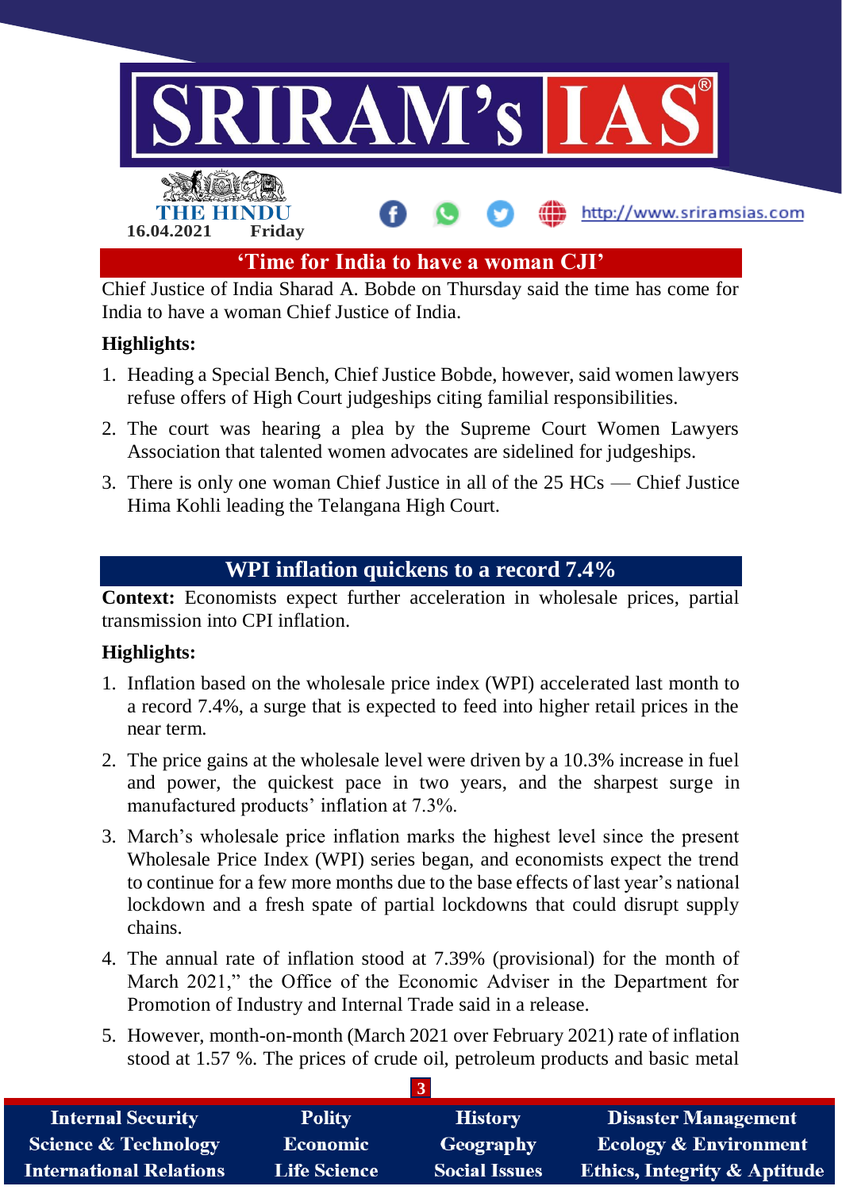## 'Time for India to have a woman CJI'

Chief Justice of India Sharad A. Bobde on Thursday said the time has come for India to have a woman Chief Justice of India.

**Highlights:**

1. Heading a Special Bench, Chief Justice Bobde, however, said women lawyers refuse offers of High Court judgeships citing familial responsibilities.
2. The court was hearing a plea by the Supreme Court Women Lawyers Association that talented women advocates are sidelined for judgeships.
3. There is only one woman Chief Justice in all of the 25 HCs — Chief Justice Hima Kohli leading the Telangana High Court.

## WPI inflation quickens to a record 7.4%

**Context:** Economists expect further acceleration in wholesale prices, partial transmission into CPI inflation.

**Highlights:**

1. Inflation based on the wholesale price index (WPI) accelerated last month to a record 7.4%, a surge that is expected to feed into higher retail prices in the near term.
2. The price gains at the wholesale level were driven by a 10.3% increase in fuel and power, the quickest pace in two years, and the sharpest surge in manufactured products' inflation at 7.3%.
3. March's wholesale price inflation marks the highest level since the present Wholesale Price Index (WPI) series began, and economists expect the trend to continue for a few more months due to the base effects of last year's national lockdown and a fresh spate of partial lockdowns that could disrupt supply chains.
4. The annual rate of inflation stood at 7.39% (provisional) for the month of March 2021," the Office of the Economic Adviser in the Department for Promotion of Industry and Internal Trade said in a release.
5. However, month-on-month (March 2021 over February 2021) rate of inflation stood at 1.57 %. The prices of crude oil, petroleum products and basic metal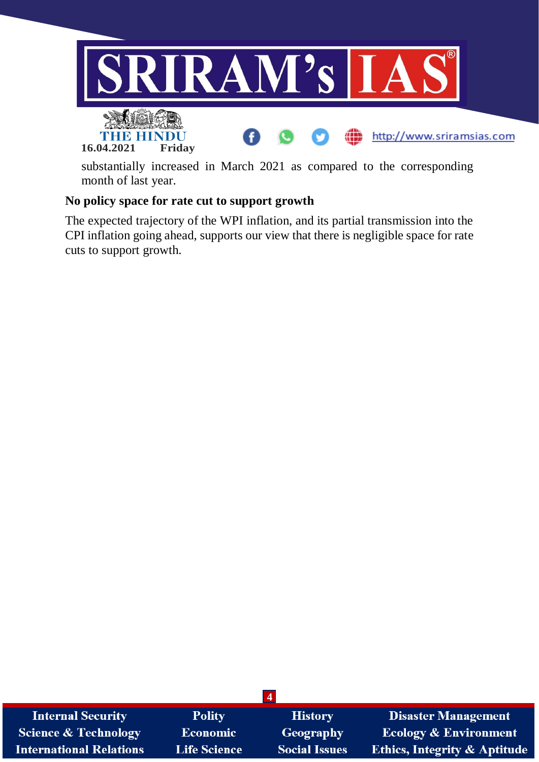substantially increased in March 2021 as compared to the corresponding month of last year.

**No policy space for rate cut to support growth**

The expected trajectory of the WPI inflation, and its partial transmission into the CPI inflation going ahead, supports our view that there is negligible space for rate cuts to support growth.